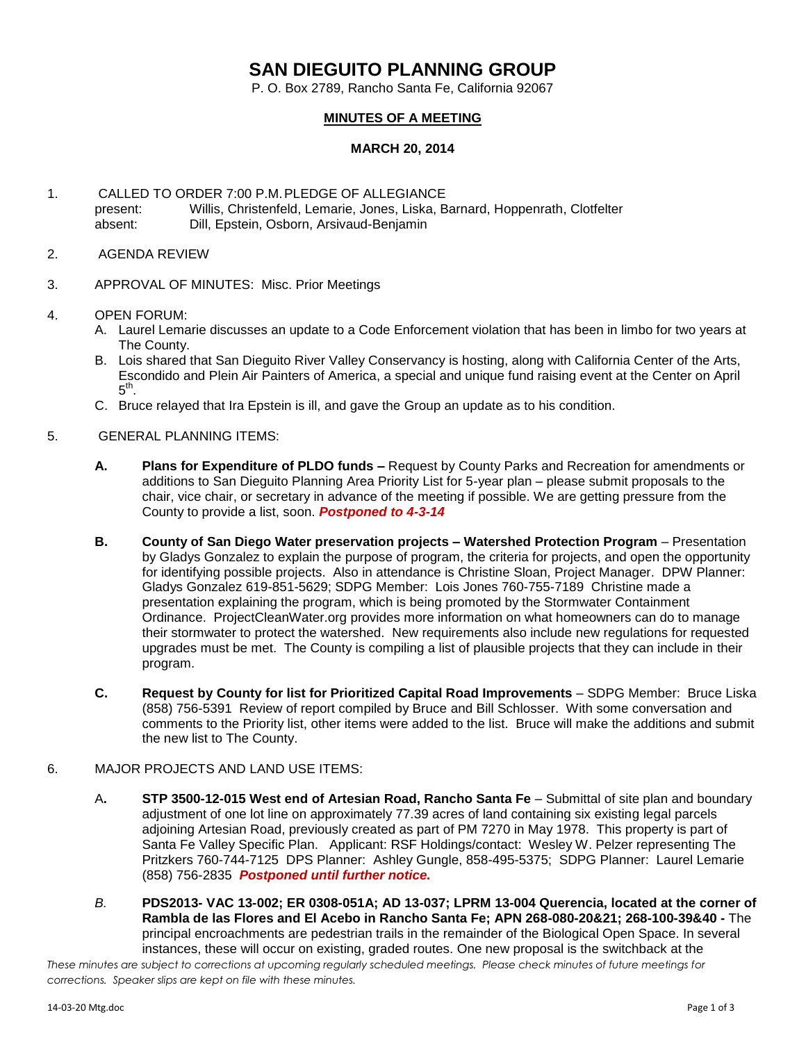# SAN DIEGUITO PLANNING GROUP

P. O. Box 2789, Rancho Santa Fe, California 92067

## MINUTES OF A MEETING

### MARCH 20, 2014

1. CALLED TO ORDER 7:00 P.M. PLEDGE OF ALLEGIANCE
   present: Willis, Christenfeld, Lemarie, Jones, Liska, Barnard, Hoppenrath, Clotfelter
   absent: Dill, Epstein, Osborn, Arsivaud-Benjamin

2. AGENDA REVIEW

3. APPROVAL OF MINUTES: Misc. Prior Meetings

4. OPEN FORUM:
   A. Laurel Lemarie discusses an update to a Code Enforcement violation that has been in limbo for two years at The County.
   B. Lois shared that San Dieguito River Valley Conservancy is hosting, along with California Center of the Arts, Escondido and Plein Air Painters of America, a special and unique fund raising event at the Center on April 5th.
   C. Bruce relayed that Ira Epstein is ill, and gave the Group an update as to his condition.

5. GENERAL PLANNING ITEMS:

   **A. Plans for Expenditure of PLDO funds –** Request by County Parks and Recreation for amendments or additions to San Dieguito Planning Area Priority List for 5-year plan – please submit proposals to the chair, vice chair, or secretary in advance of the meeting if possible. We are getting pressure from the County to provide a list, soon. ***Postponed to 4-3-14***

   **B. County of San Diego Water preservation projects – Watershed Protection Program** – Presentation by Gladys Gonzalez to explain the purpose of program, the criteria for projects, and open the opportunity for identifying possible projects. Also in attendance is Christine Sloan, Project Manager. DPW Planner: Gladys Gonzalez 619-851-5629; SDPG Member: Lois Jones 760-755-7189 Christine made a presentation explaining the program, which is being promoted by the Stormwater Containment Ordinance. ProjectCleanWater.org provides more information on what homeowners can do to manage their stormwater to protect the watershed. New requirements also include new regulations for requested upgrades must be met. The County is compiling a list of plausible projects that they can include in their program.

   **C. Request by County for list for Prioritized Capital Road Improvements** – SDPG Member: Bruce Liska (858) 756-5391 Review of report compiled by Bruce and Bill Schlosser. With some conversation and comments to the Priority list, other items were added to the list. Bruce will make the additions and submit the new list to The County.

6. MAJOR PROJECTS AND LAND USE ITEMS:

   A**. STP 3500-12-015 West end of Artesian Road, Rancho Santa Fe** – Submittal of site plan and boundary adjustment of one lot line on approximately 77.39 acres of land containing six existing legal parcels adjoining Artesian Road, previously created as part of PM 7270 in May 1978. This property is part of Santa Fe Valley Specific Plan. Applicant: RSF Holdings/contact: Wesley W. Pelzer representing The Pritzkers 760-744-7125 DPS Planner: Ashley Gungle, 858-495-5375; SDPG Planner: Laurel Lemarie (858) 756-2835 ***Postponed until further notice.***

   *B.* **PDS2013- VAC 13-002; ER 0308-051A; AD 13-037; LPRM 13-004 Querencia, located at the corner of Rambla de las Flores and El Acebo in Rancho Santa Fe; APN 268-080-20&21; 268-100-39&40 -** The principal encroachments are pedestrian trails in the remainder of the Biological Open Space. In several instances, these will occur on existing, graded routes. One new proposal is the switchback at the

*These minutes are subject to corrections at upcoming regularly scheduled meetings. Please check minutes of future meetings for corrections. Speaker slips are kept on file with these minutes.*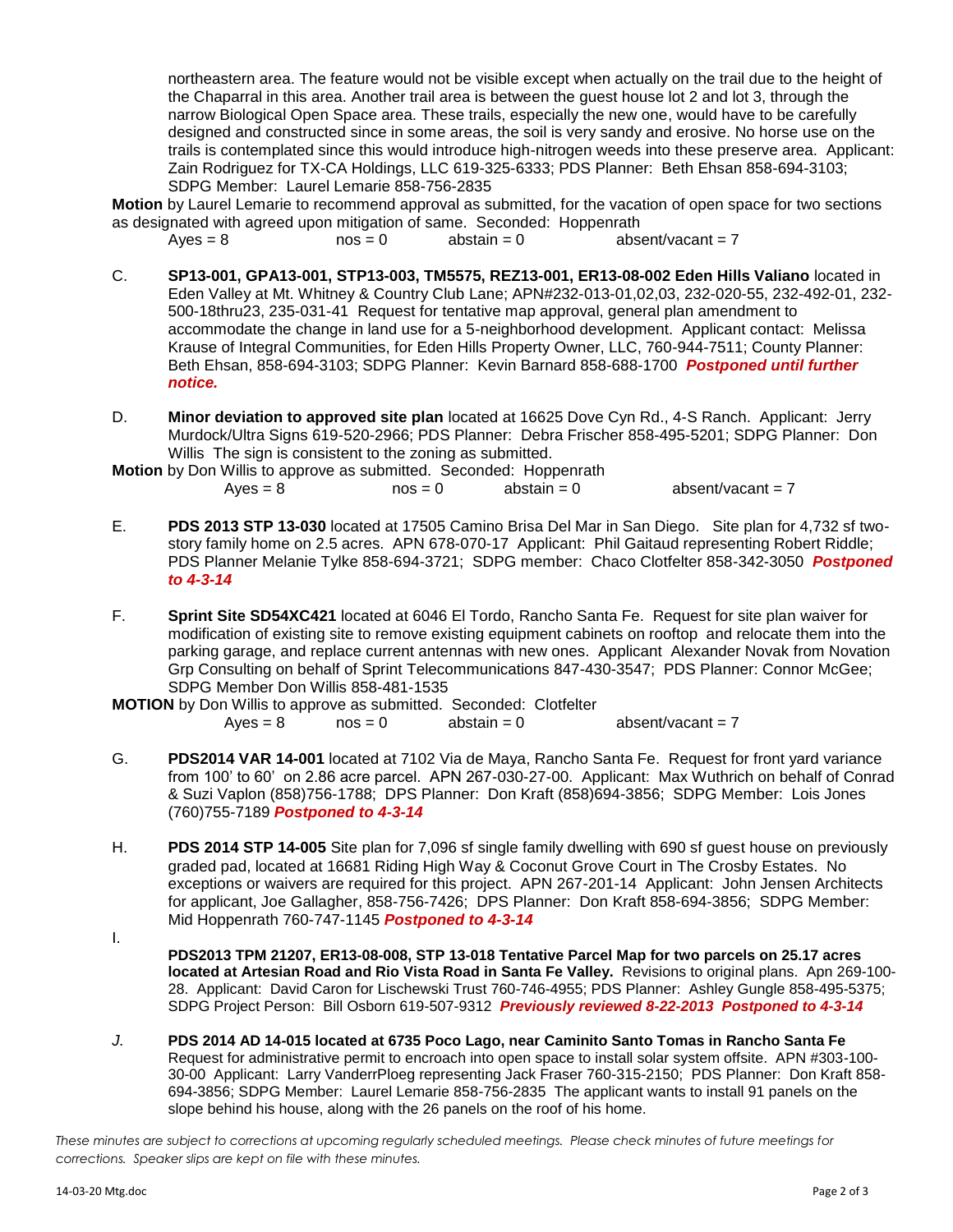northeastern area. The feature would not be visible except when actually on the trail due to the height of the Chaparral in this area. Another trail area is between the guest house lot 2 and lot 3, through the narrow Biological Open Space area. These trails, especially the new one, would have to be carefully designed and constructed since in some areas, the soil is very sandy and erosive. No horse use on the trails is contemplated since this would introduce high-nitrogen weeds into these preserve area. Applicant: Zain Rodriguez for TX-CA Holdings, LLC 619-325-6333; PDS Planner: Beth Ehsan 858-694-3103; SDPG Member: Laurel Lemarie 858-756-2835

**Motion** by Laurel Lemarie to recommend approval as submitted, for the vacation of open space for two sections as designated with agreed upon mitigation of same. Seconded: Hoppenrath

Ayes = 8 nos = 0 abstain = 0 absent/vacant = 7

C. **SP13-001, GPA13-001, STP13-003, TM5575, REZ13-001, ER13-08-002 Eden Hills Valiano** located in Eden Valley at Mt. Whitney & Country Club Lane; APN#232-013-01,02,03, 232-020-55, 232-492-01, 232-500-18thru23, 235-031-41 Request for tentative map approval, general plan amendment to accommodate the change in land use for a 5-neighborhood development. Applicant contact: Melissa Krause of Integral Communities, for Eden Hills Property Owner, LLC, 760-944-7511; County Planner: Beth Ehsan, 858-694-3103; SDPG Planner: Kevin Barnard 858-688-1700 ***Postponed until further notice.***

D. **Minor deviation to approved site plan** located at 16625 Dove Cyn Rd., 4-S Ranch. Applicant: Jerry Murdock/Ultra Signs 619-520-2966; PDS Planner: Debra Frischer 858-495-5201; SDPG Planner: Don Willis The sign is consistent to the zoning as submitted.

**Motion** by Don Willis to approve as submitted. Seconded: Hoppenrath

Ayes = 8 nos = 0 abstain = 0 absent/vacant = 7

E. **PDS 2013 STP 13-030** located at 17505 Camino Brisa Del Mar in San Diego. Site plan for 4,732 sf two-story family home on 2.5 acres. APN 678-070-17 Applicant: Phil Gaitaud representing Robert Riddle; PDS Planner Melanie Tylke 858-694-3721; SDPG member: Chaco Clotfelter 858-342-3050 ***Postponed to 4-3-14***

F. **Sprint Site SD54XC421** located at 6046 El Tordo, Rancho Santa Fe. Request for site plan waiver for modification of existing site to remove existing equipment cabinets on rooftop and relocate them into the parking garage, and replace current antennas with new ones. Applicant Alexander Novak from Novation Grp Consulting on behalf of Sprint Telecommunications 847-430-3547; PDS Planner: Connor McGee; SDPG Member Don Willis 858-481-1535

**MOTION** by Don Willis to approve as submitted. Seconded: Clotfelter

Ayes = 8 nos = 0 abstain = 0 absent/vacant = 7

G. **PDS2014 VAR 14-001** located at 7102 Via de Maya, Rancho Santa Fe. Request for front yard variance from 100' to 60' on 2.86 acre parcel. APN 267-030-27-00. Applicant: Max Wuthrich on behalf of Conrad & Suzi Vaplon (858)756-1788; DPS Planner: Don Kraft (858)694-3856; SDPG Member: Lois Jones (760)755-7189 ***Postponed to 4-3-14***

H. **PDS 2014 STP 14-005** Site plan for 7,096 sf single family dwelling with 690 sf guest house on previously graded pad, located at 16681 Riding High Way & Coconut Grove Court in The Crosby Estates. No exceptions or waivers are required for this project. APN 267-201-14 Applicant: John Jensen Architects for applicant, Joe Gallagher, 858-756-7426; DPS Planner: Don Kraft 858-694-3856; SDPG Member: Mid Hoppenrath 760-747-1145 ***Postponed to 4-3-14***

I. **PDS2013 TPM 21207, ER13-08-008, STP 13-018 Tentative Parcel Map for two parcels on 25.17 acres located at Artesian Road and Rio Vista Road in Santa Fe Valley.** Revisions to original plans. Apn 269-100-28. Applicant: David Caron for Lischewski Trust 760-746-4955; PDS Planner: Ashley Gungle 858-495-5375; SDPG Project Person: Bill Osborn 619-507-9312 ***Previously reviewed 8-22-2013 Postponed to 4-3-14***

*J.* **PDS 2014 AD 14-015 located at 6735 Poco Lago, near Caminito Santo Tomas in Rancho Santa Fe** Request for administrative permit to encroach into open space to install solar system offsite. APN #303-100-30-00 Applicant: Larry VanderrPloeg representing Jack Fraser 760-315-2150; PDS Planner: Don Kraft 858-694-3856; SDPG Member: Laurel Lemarie 858-756-2835 The applicant wants to install 91 panels on the slope behind his house, along with the 26 panels on the roof of his home.

*These minutes are subject to corrections at upcoming regularly scheduled meetings. Please check minutes of future meetings for corrections. Speaker slips are kept on file with these minutes.*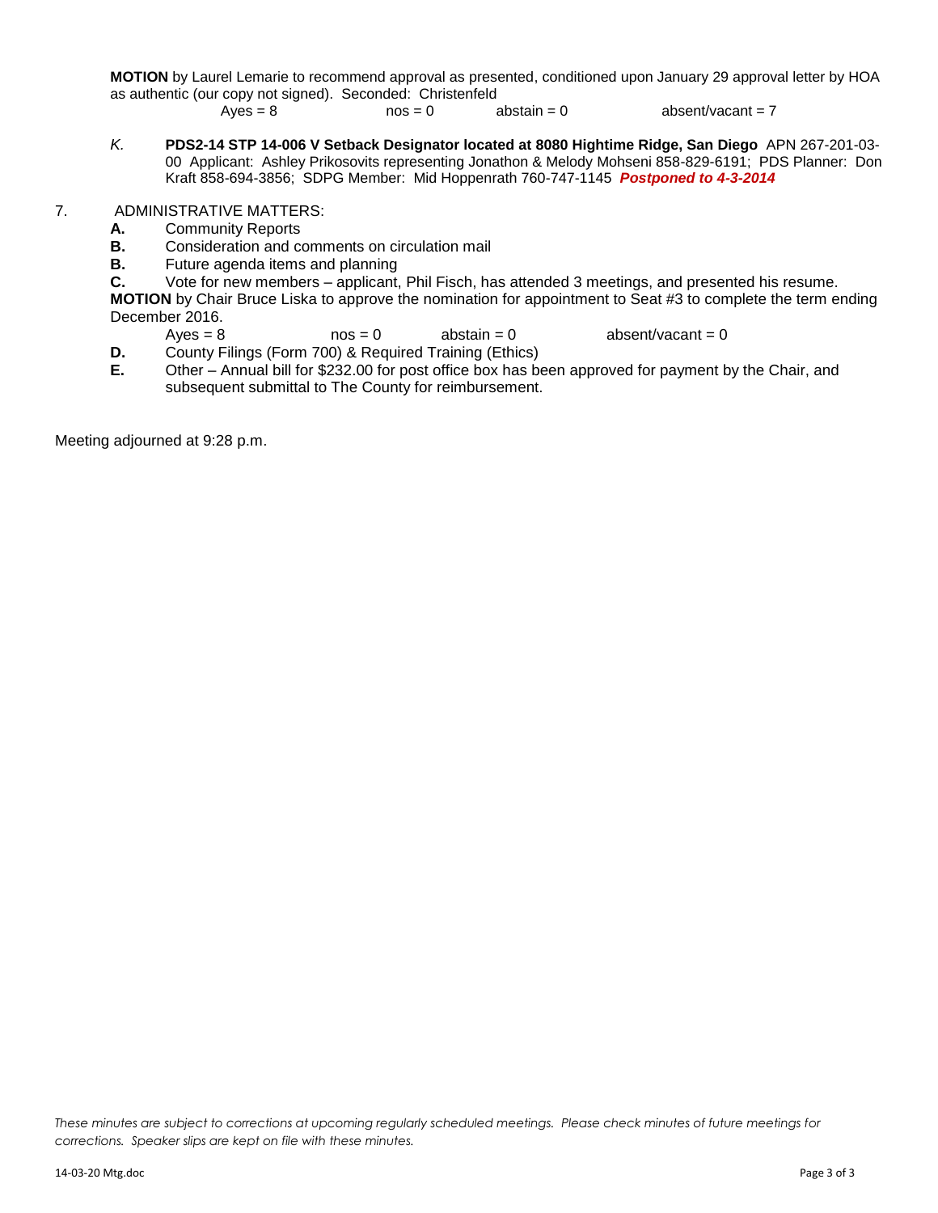**MOTION** by Laurel Lemarie to recommend approval as presented, conditioned upon January 29 approval letter by HOA as authentic (our copy not signed). Seconded: Christenfeld

Ayes = 8 nos = 0 abstain = 0 absent/vacant = 7

*K.* **PDS2-14 STP 14-006 V Setback Designator located at 8080 Hightime Ridge, San Diego** APN 267-201-03-00 Applicant: Ashley Prikosovits representing Jonathon & Melody Mohseni 858-829-6191; PDS Planner: Don Kraft 858-694-3856; SDPG Member: Mid Hoppenrath 760-747-1145 ***Postponed to 4-3-2014***

7. ADMINISTRATIVE MATTERS:

**A.** Community Reports

**B.** Consideration and comments on circulation mail

**B.** Future agenda items and planning

**C.** Vote for new members – applicant, Phil Fisch, has attended 3 meetings, and presented his resume.

**MOTION** by Chair Bruce Liska to approve the nomination for appointment to Seat #3 to complete the term ending December 2016.

Ayes = 8 nos = 0 abstain = 0 absent/vacant = 0

**D.** County Filings (Form 700) & Required Training (Ethics)

**E.** Other – Annual bill for $232.00 for post office box has been approved for payment by the Chair, and subsequent submittal to The County for reimbursement.

Meeting adjourned at 9:28 p.m.

*These minutes are subject to corrections at upcoming regularly scheduled meetings. Please check minutes of future meetings for corrections. Speaker slips are kept on file with these minutes.*

14-03-20 Mtg.doc